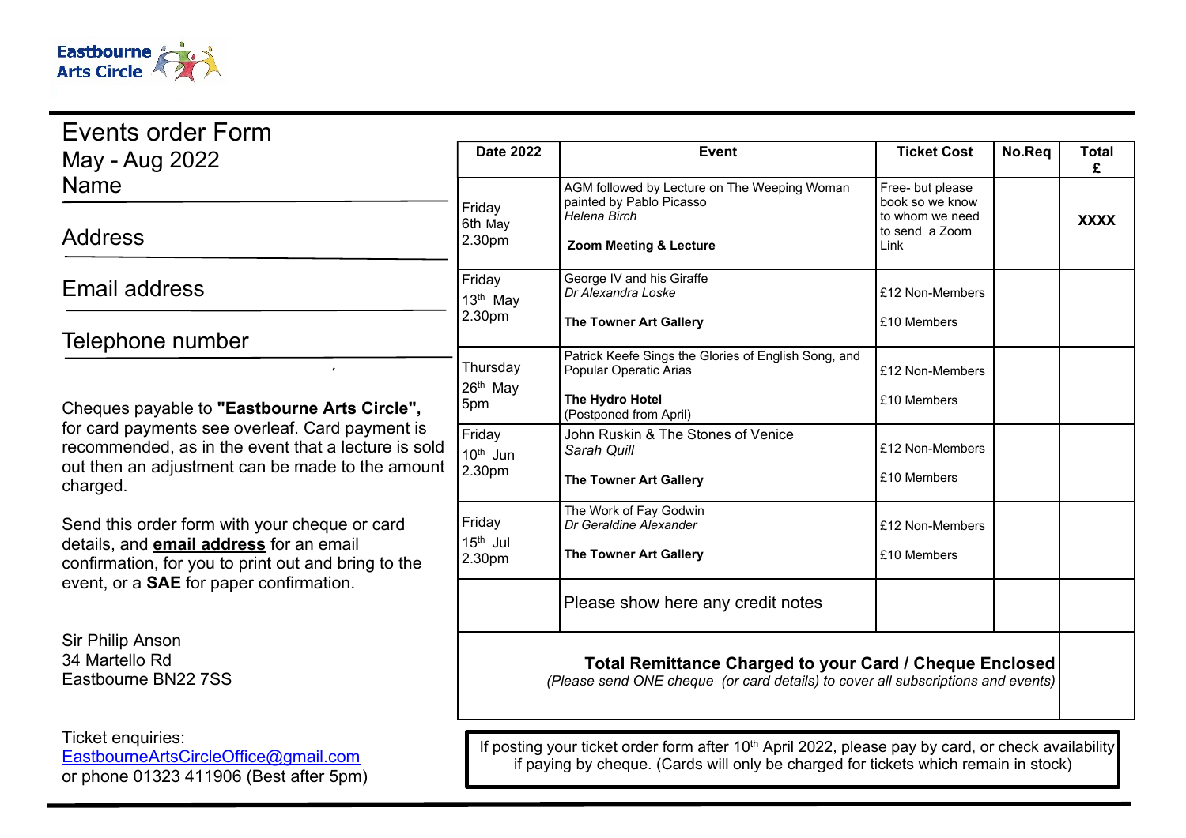Eastbourne Arts Circle

# Events order Form

## May - Aug 2022

Name

Address

Email address

Telephone number

Cheques payable to **"Eastbourne Arts Circle",** for card payments see overleaf. Card payment is recommended, as in the event that a lecture is sold out then an adjustment can be made to the amount charged.

Send this order form with your cheque or card details, and **email address** for an email confirmation, for you to print out and bring to the event, or a **SAE** for paper confirmation.

Sir Philip Anson
34 Martello Rd
Eastbourne BN22 7SS

Ticket enquiries:
EastbourneArtsCircleOffice@gmail.com
or phone 01323 411906 (Best after 5pm)

| Date 2022 | Event | Ticket Cost | No.Req | Total £ |
|---|---|---|---|---|
| Friday 6th May 2.30pm | AGM followed by Lecture on The Weeping Woman painted by Pablo Picasso *Helena Birch* **Zoom Meeting & Lecture** | Free- but please book so we know to whom we need to send a Zoom Link | | **XXXX** |
| Friday 13th May 2.30pm | George IV and his Giraffe *Dr Alexandra Loske* **The Towner Art Gallery** | £12 Non-Members £10 Members | | |
| Thursday 26th May 5pm | Patrick Keefe Sings the Glories of English Song, and Popular Operatic Arias **The Hydro Hotel** (Postponed from April) | £12 Non-Members £10 Members | | |
| Friday 10th Jun 2.30pm | John Ruskin & The Stones of Venice *Sarah Quill* **The Towner Art Gallery** | £12 Non-Members £10 Members | | |
| Friday 15th Jul 2.30pm | The Work of Fay Godwin *Dr Geraldine Alexander* **The Towner Art Gallery** | £12 Non-Members £10 Members | | |
| | Please show here any credit notes | | | |
| **Total Remittance Charged to your Card / Cheque Enclosed** *(Please send ONE cheque (or card details) to cover all subscriptions and events)* | | | | |

If posting your ticket order form after 10th April 2022, please pay by card, or check availability if paying by cheque. (Cards will only be charged for tickets which remain in stock)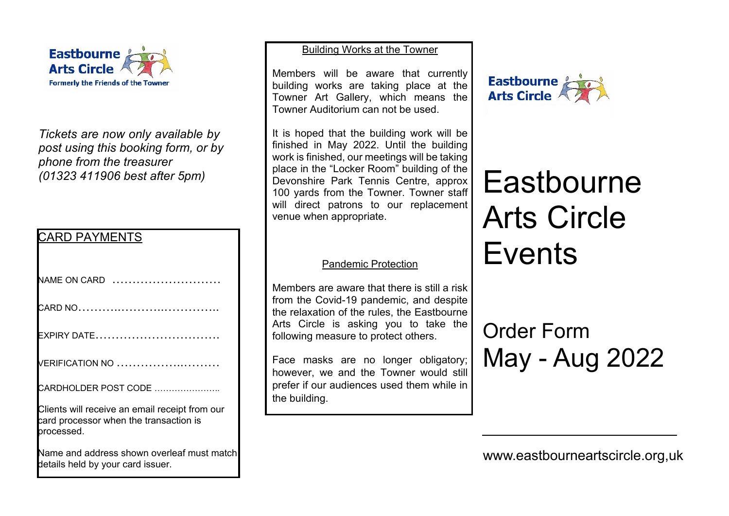Eastbourne Arts Circle
Formerly the Friends of the Towner

*Tickets are now only available by post using this booking form, or by phone from the treasurer (01323 411906 best after 5pm)*

CARD PAYMENTS

NAME ON CARD ………………………

CARD NO……….……….…………..

EXPIRY DATE…………………………

VERIFICATION NO ……………..………

CARDHOLDER POST CODE …………………..

Clients will receive an email receipt from our card processor when the transaction is processed.

Name and address shown overleaf must match details held by your card issuer.

Building Works at the Towner

Members will be aware that currently building works are taking place at the Towner Art Gallery, which means the Towner Auditorium can not be used.

It is hoped that the building work will be finished in May 2022. Until the building work is finished, our meetings will be taking place in the "Locker Room" building of the Devonshire Park Tennis Centre, approx 100 yards from the Towner. Towner staff will direct patrons to our replacement venue when appropriate.

Pandemic Protection

Members are aware that there is still a risk from the Covid-19 pandemic, and despite the relaxation of the rules, the Eastbourne Arts Circle is asking you to take the following measure to protect others.

Face masks are no longer obligatory; however, we and the Towner would still prefer if our audiences used them while in the building.

Eastbourne Arts Circle

# Eastbourne Arts Circle Events

## Order Form
## May - Aug 2022

www.eastbourneartscircle.org,uk